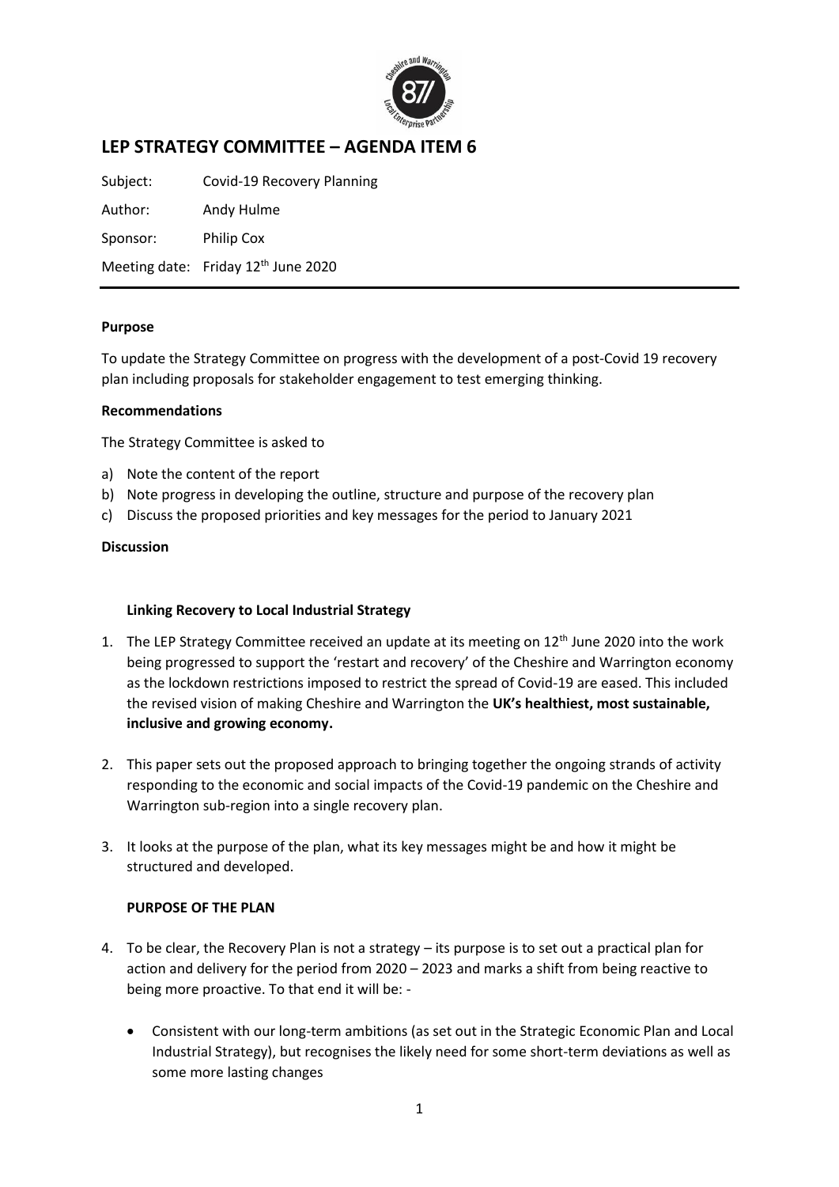# LEP STRATEGY COMMITTEE – AGENDA ITEM 6

Subject: Covid-19 Recovery Planning

Author: Andy Hulme

Sponsor: Philip Cox

Meeting date: Friday 12th June 2020

**Purpose**

To update the Strategy Committee on progress with the development of a post-Covid 19 recovery plan including proposals for stakeholder engagement to test emerging thinking.

**Recommendations**

The Strategy Committee is asked to

a) Note the content of the report
b) Note progress in developing the outline, structure and purpose of the recovery plan
c) Discuss the proposed priorities and key messages for the period to January 2021

**Discussion**

**Linking Recovery to Local Industrial Strategy**

1. The LEP Strategy Committee received an update at its meeting on 12th June 2020 into the work being progressed to support the 'restart and recovery' of the Cheshire and Warrington economy as the lockdown restrictions imposed to restrict the spread of Covid-19 are eased. This included the revised vision of making Cheshire and Warrington the **UK's healthiest, most sustainable, inclusive and growing economy.**

2. This paper sets out the proposed approach to bringing together the ongoing strands of activity responding to the economic and social impacts of the Covid-19 pandemic on the Cheshire and Warrington sub-region into a single recovery plan.

3. It looks at the purpose of the plan, what its key messages might be and how it might be structured and developed.

**PURPOSE OF THE PLAN**

4. To be clear, the Recovery Plan is not a strategy – its purpose is to set out a practical plan for action and delivery for the period from 2020 – 2023 and marks a shift from being reactive to being more proactive. To that end it will be: -

   - Consistent with our long-term ambitions (as set out in the Strategic Economic Plan and Local Industrial Strategy), but recognises the likely need for some short-term deviations as well as some more lasting changes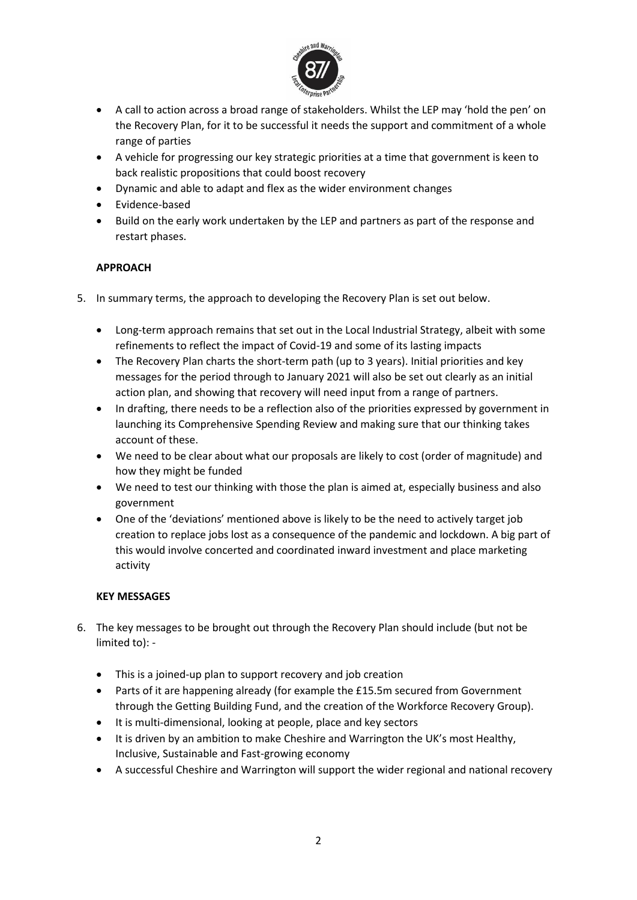- A call to action across a broad range of stakeholders. Whilst the LEP may 'hold the pen' on the Recovery Plan, for it to be successful it needs the support and commitment of a whole range of parties
- A vehicle for progressing our key strategic priorities at a time that government is keen to back realistic propositions that could boost recovery
- Dynamic and able to adapt and flex as the wider environment changes
- Evidence-based
- Build on the early work undertaken by the LEP and partners as part of the response and restart phases.

**APPROACH**

5. In summary terms, the approach to developing the Recovery Plan is set out below.

    - Long-term approach remains that set out in the Local Industrial Strategy, albeit with some refinements to reflect the impact of Covid-19 and some of its lasting impacts
    - The Recovery Plan charts the short-term path (up to 3 years). Initial priorities and key messages for the period through to January 2021 will also be set out clearly as an initial action plan, and showing that recovery will need input from a range of partners.
    - In drafting, there needs to be a reflection also of the priorities expressed by government in launching its Comprehensive Spending Review and making sure that our thinking takes account of these.
    - We need to be clear about what our proposals are likely to cost (order of magnitude) and how they might be funded
    - We need to test our thinking with those the plan is aimed at, especially business and also government
    - One of the 'deviations' mentioned above is likely to be the need to actively target job creation to replace jobs lost as a consequence of the pandemic and lockdown. A big part of this would involve concerted and coordinated inward investment and place marketing activity

**KEY MESSAGES**

6. The key messages to be brought out through the Recovery Plan should include (but not be limited to): -

    - This is a joined-up plan to support recovery and job creation
    - Parts of it are happening already (for example the £15.5m secured from Government through the Getting Building Fund, and the creation of the Workforce Recovery Group).
    - It is multi-dimensional, looking at people, place and key sectors
    - It is driven by an ambition to make Cheshire and Warrington the UK's most Healthy, Inclusive, Sustainable and Fast-growing economy
    - A successful Cheshire and Warrington will support the wider regional and national recovery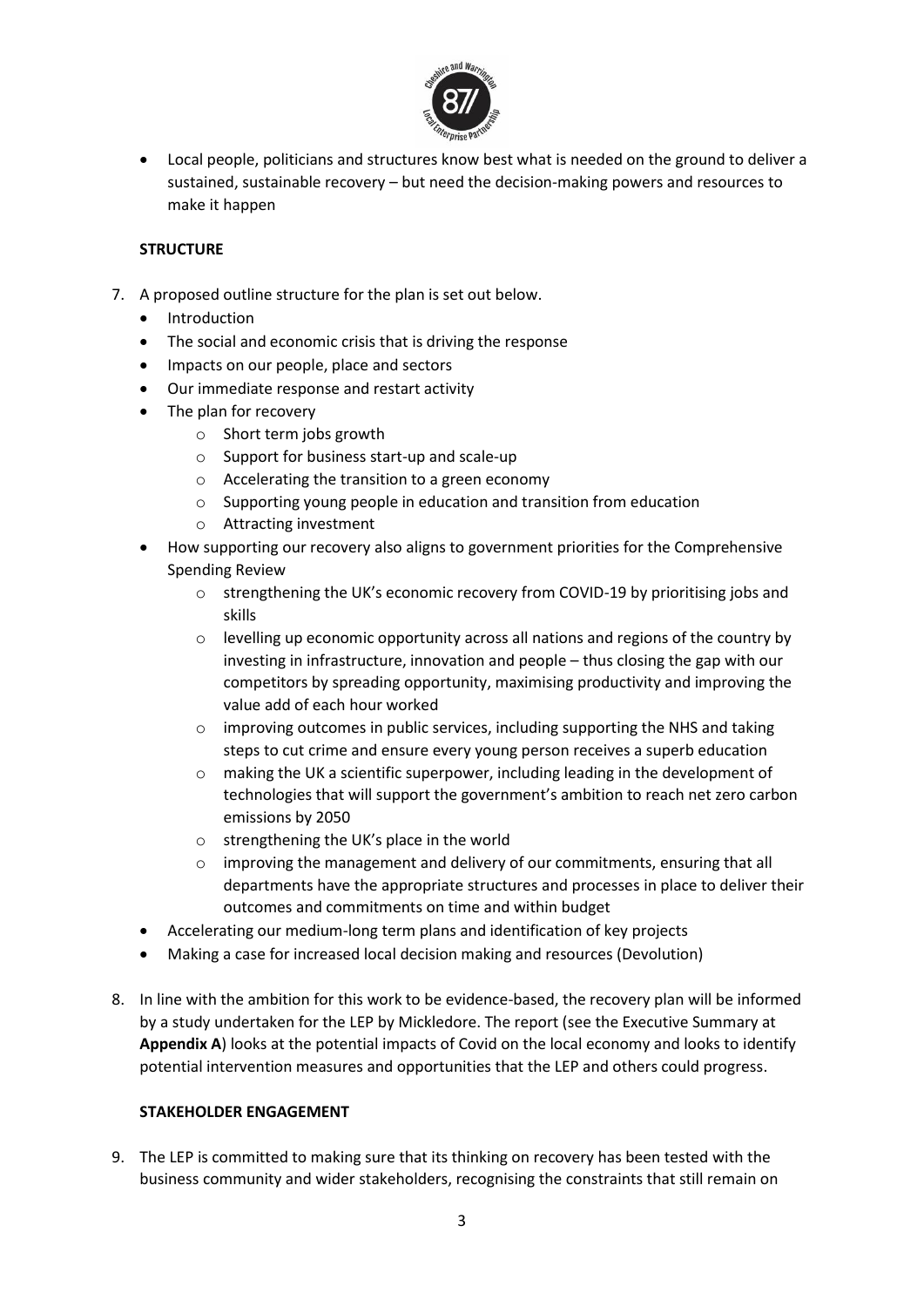- Local people, politicians and structures know best what is needed on the ground to deliver a sustained, sustainable recovery – but need the decision-making powers and resources to make it happen

**STRUCTURE**

7. A proposed outline structure for the plan is set out below.
   - Introduction
   - The social and economic crisis that is driving the response
   - Impacts on our people, place and sectors
   - Our immediate response and restart activity
   - The plan for recovery
     - Short term jobs growth
     - Support for business start-up and scale-up
     - Accelerating the transition to a green economy
     - Supporting young people in education and transition from education
     - Attracting investment
   - How supporting our recovery also aligns to government priorities for the Comprehensive Spending Review
     - strengthening the UK's economic recovery from COVID-19 by prioritising jobs and skills
     - levelling up economic opportunity across all nations and regions of the country by investing in infrastructure, innovation and people – thus closing the gap with our competitors by spreading opportunity, maximising productivity and improving the value add of each hour worked
     - improving outcomes in public services, including supporting the NHS and taking steps to cut crime and ensure every young person receives a superb education
     - making the UK a scientific superpower, including leading in the development of technologies that will support the government's ambition to reach net zero carbon emissions by 2050
     - strengthening the UK's place in the world
     - improving the management and delivery of our commitments, ensuring that all departments have the appropriate structures and processes in place to deliver their outcomes and commitments on time and within budget
   - Accelerating our medium-long term plans and identification of key projects
   - Making a case for increased local decision making and resources (Devolution)

8. In line with the ambition for this work to be evidence-based, the recovery plan will be informed by a study undertaken for the LEP by Mickledore. The report (see the Executive Summary at **Appendix A**) looks at the potential impacts of Covid on the local economy and looks to identify potential intervention measures and opportunities that the LEP and others could progress.

**STAKEHOLDER ENGAGEMENT**

9. The LEP is committed to making sure that its thinking on recovery has been tested with the business community and wider stakeholders, recognising the constraints that still remain on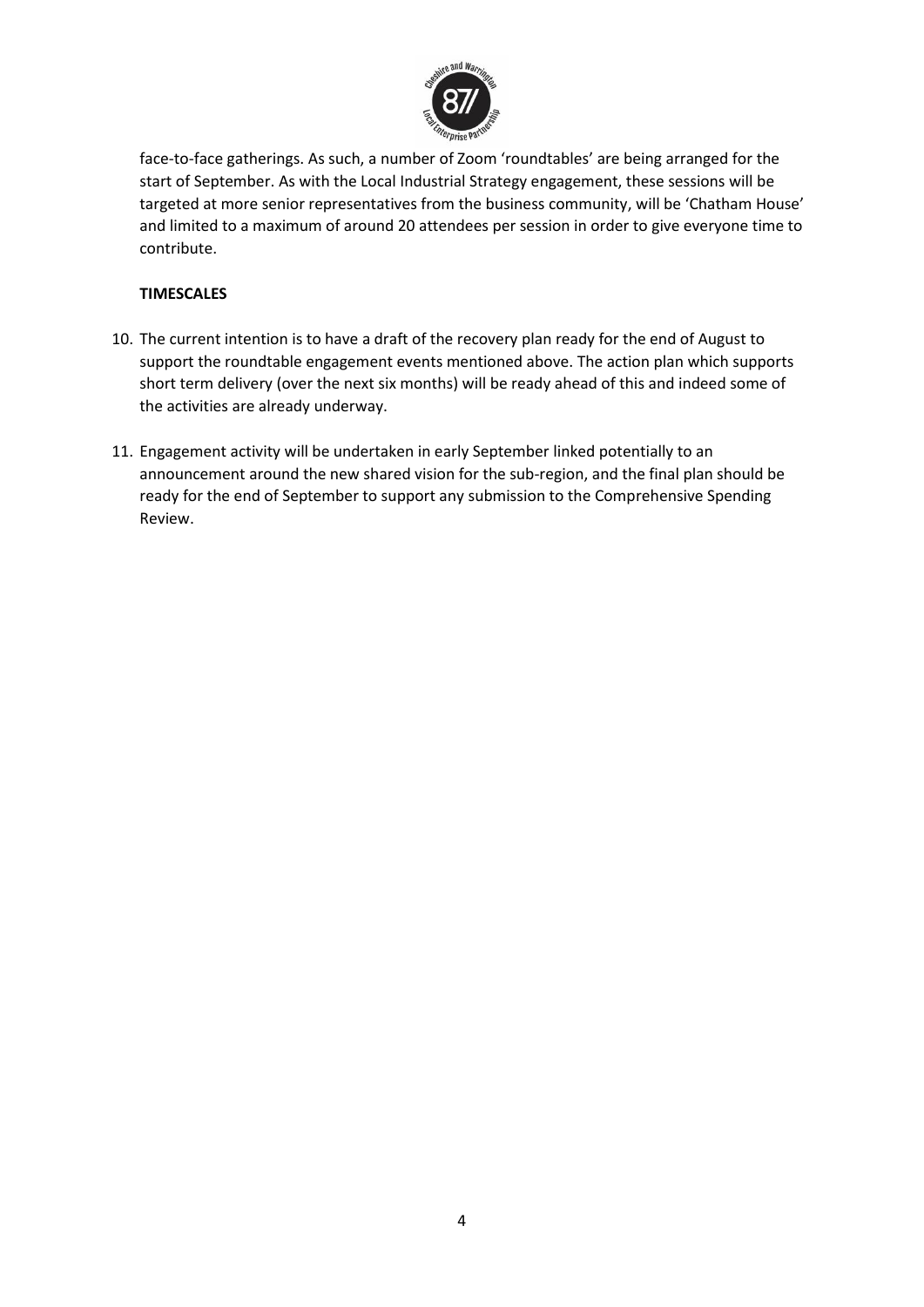face-to-face gatherings. As such, a number of Zoom 'roundtables' are being arranged for the start of September. As with the Local Industrial Strategy engagement, these sessions will be targeted at more senior representatives from the business community, will be 'Chatham House' and limited to a maximum of around 20 attendees per session in order to give everyone time to contribute.

**TIMESCALES**

10. The current intention is to have a draft of the recovery plan ready for the end of August to support the roundtable engagement events mentioned above. The action plan which supports short term delivery (over the next six months) will be ready ahead of this and indeed some of the activities are already underway.

11. Engagement activity will be undertaken in early September linked potentially to an announcement around the new shared vision for the sub-region, and the final plan should be ready for the end of September to support any submission to the Comprehensive Spending Review.